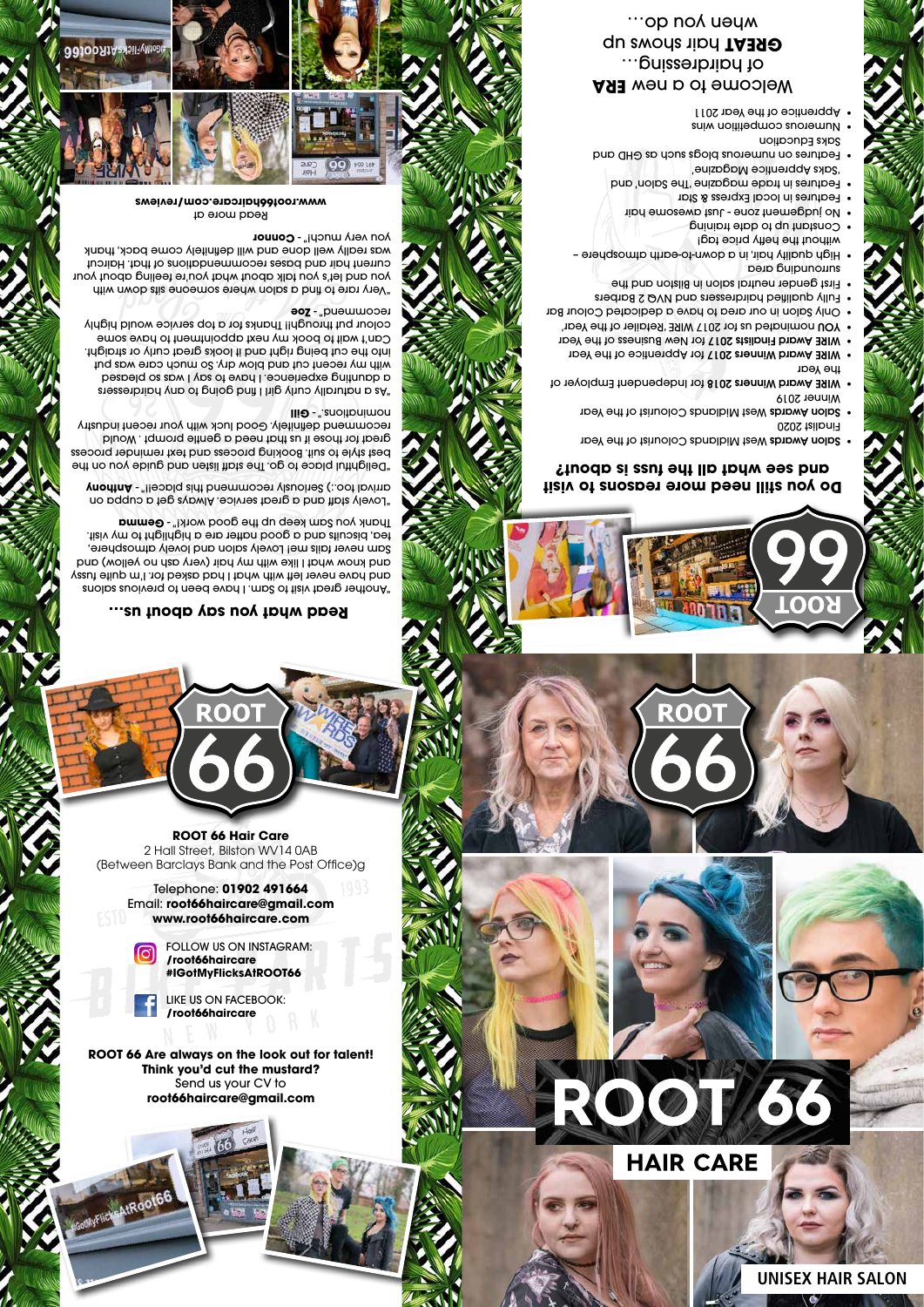# ROOT 66

## HAIR CARE

UNISEX HAIR SALON

## Welcome to a new ERA of hairdressing... GREAT hair shows up when you do...

## Do you still need more reasons to visit and see what all the fuss is about?

- **Salon Awards** West Midlands Colourist of the year Finalist 2020
- **Salon Awards** West Midlands Colourist of the year Winner 2019
- **WIRE Award Winners 2018** for Independent Employer of the year
- **WIRE Award Winners 2017** for Apprentice of the year
- **WIRE Award Finalists 2017** for New Business of the year
- **YOU** nominated us for 2017 WIRE 'Retailer of the Year'
- Only Salon in our area to have a dedicated Colour Bar
- Fully qualified hairdressers and NVQ 2 Barbers
- First gender neutral salon in Bilston and the surrounding area
- High quality hair, in a down-to-earth atmosphere - without the hefty price tag!
- Constant up to date training
- NO judgement zone - Just awesome hair
- Features in local Express & Star
- Features in trade magazine 'The Salon' and 'Saks Apprentice Magazine'
- Features on numerous blogs such as GHD and Saks Education
- Numerous competition wins
- Apprentice of the Year 2011

## Read what you say about us...

"Another great visit to Sam. I have been to previous salons and have never left with what I had asked for. I'm quite fussy and know what I like with my hair (very ash no yellow) and Sam never fails me! Lovely salon and lovely atmosphere, tea, biscuits and a good natter are a highlight to my visit. Thank you Sam keep up the good work!" - **Gemma**

"Lovely staff and a great service. Always get a cuppa on arrival too! :) Seriously recommend this place!!" - **Anthony**

"Delightful place to go. The staff listen and guide you on the best style to suit. Booking process and text reminder process great for those of us that need a gentle prompt. Would recommend definitely. Good luck with your recent industry nominations." - **Gill**

"As a naturally curly girl I find going to any hairdressers a daunting experience. I have to say I was so pleased with my recent cut and blow dry. So much care was put into the cut being right and it looks great curly or straight. Can't wait to book my next appointment to have some colour put through!! Thanks for a top service would highly recommend" - **Zoe**

"Very rare to find a salon where someone sits down with you and let's you talk about what you're feeling about your current hair and bases recommendations of that. Haircut was really well done and will definitely come back, thank you very much!" - **Connor**

Read more at
**www.root66haircare.com/reviews**

**ROOT 66 Hair Care**
2 Hall Street, Bilston WV14 0AB
(Between Barclays Bank and the Post Office)g

Telephone: **01902 491664**
Email: **root66haircare@gmail.com**
**www.root66haircare.com**

FOLLOW US ON INSTAGRAM:
**/root66haircare**
**#IGotMyFlicksAtROOT66**

LIKE US ON FACEBOOK:
**/root66haircare**

**ROOT 66 Are always on the look out for talent!**
**Think you'd cut the mustard?**
Send us your CV to
**root66haircare@gmail.com**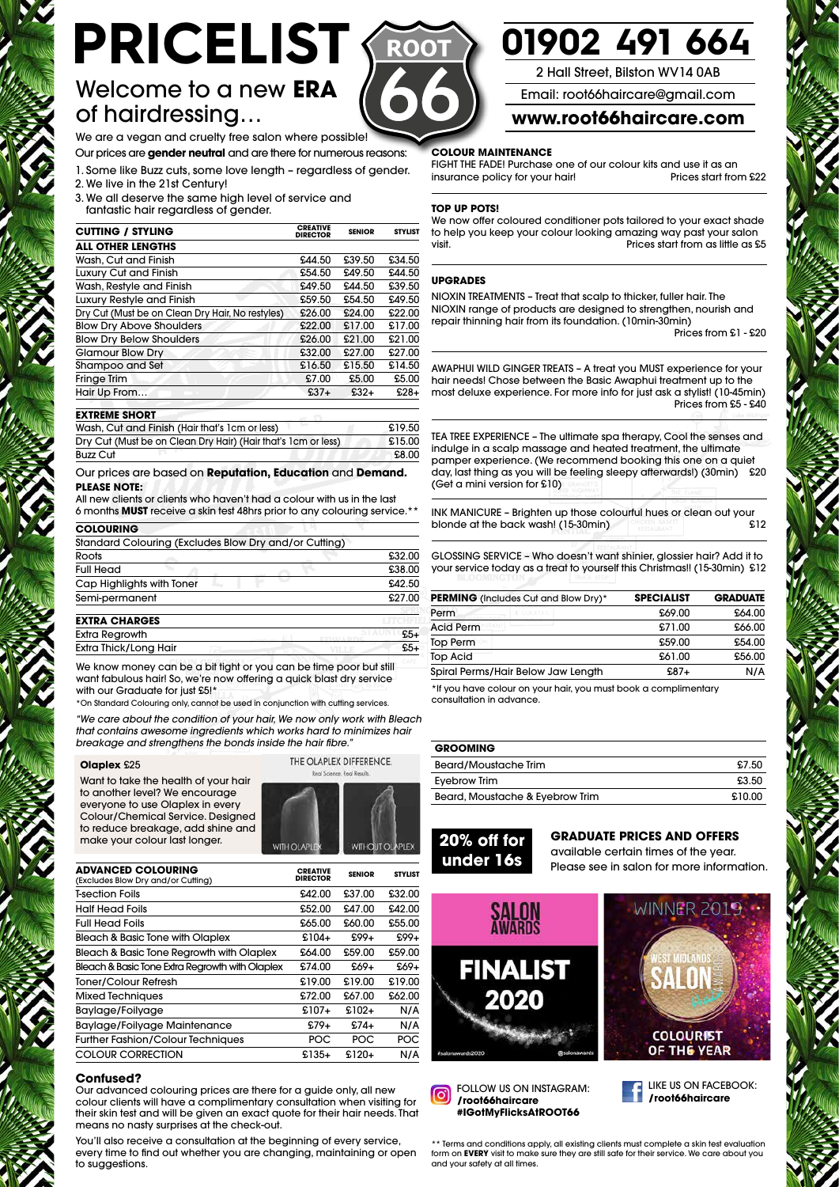# PRICELIST

## Welcome to a new **ERA** of hairdressing…

ROOT 66

We are a vegan and cruelty free salon where possible!

Our prices are **gender neutral** and are there for numerous reasons:

1. Some like Buzz cuts, some love length – regardless of gender.
2. We live in the 21st Century!
3. We all deserve the same high level of service and fantastic hair regardless of gender.

| CUTTING / STYLING | CREATIVE DIRECTOR | SENIOR | STYLIST |
|---|---|---|---|
| **ALL OTHER LENGTHS** | | | |
| Wash, Cut and Finish | £44.50 | £39.50 | £34.50 |
| Luxury Cut and Finish | £54.50 | £49.50 | £44.50 |
| Wash, Restyle and Finish | £49.50 | £44.50 | £39.50 |
| Luxury Restyle and Finish | £59.50 | £54.50 | £49.50 |
| Dry Cut (Must be on Clean Dry Hair, No restyles) | £26.00 | £24.00 | £22.00 |
| Blow Dry Above Shoulders | £22.00 | £17.00 | £17.00 |
| Blow Dry Below Shoulders | £26.00 | £21.00 | £21.00 |
| Glamour Blow Dry | £32.00 | £27.00 | £27.00 |
| Shampoo and Set | £16.50 | £15.50 | £14.50 |
| Fringe Trim | £7.00 | £5.00 | £5.00 |
| Hair Up From… | £37+ | £32+ | £28+ |

| EXTREME SHORT | |
|---|---|
| Wash, Cut and Finish (Hair that's 1cm or less) | £19.50 |
| Dry Cut (Must be on Clean Dry Hair) (Hair that's 1cm or less) | £15.00 |
| Buzz Cut | £8.00 |

Our prices are based on **Reputation, Education** and **Demand.**

**PLEASE NOTE:**

All new clients or clients who haven't had a colour with us in the last 6 months **MUST** receive a skin test 48hrs prior to any colouring service.**

| COLOURING | |
|---|---|
| Standard Colouring (Excludes Blow Dry and/or Cutting) | |
| Roots | £32.00 |
| Full Head | £38.00 |
| Cap Highlights with Toner | £42.50 |
| Semi-permanent | £27.00 |
| **EXTRA CHARGES** | |
| Extra Regrowth | £5+ |
| Extra Thick/Long Hair | £5+ |

We know money can be a bit tight or you can be time poor but still want fabulous hair! So, we're now offering a quick blast dry service with our Graduate for just £5!*

*On Standard Colouring only, cannot be used in conjunction with cutting services.

*"We care about the condition of your hair, We now only work with Bleach that contains awesome ingredients which works hard to minimizes hair breakage and strengthens the bonds inside the hair fibre."*

**Olaplex** £25

Want to take the health of your hair to another level? We encourage everyone to use Olaplex in every Colour/Chemical Service. Designed to reduce breakage, add shine and make your colour last longer.

THE OLAPLEX DIFFERENCE. Real Science. Real Results.

WITH OLAPLEX / WITHOUT OLAPLEX

| ADVANCED COLOURING (Excludes Blow Dry and/or Cutting) | CREATIVE DIRECTOR | SENIOR | STYLIST |
|---|---|---|---|
| T-section Foils | £42.00 | £37.00 | £32.00 |
| Half Head Foils | £52.00 | £47.00 | £42.00 |
| Full Head Foils | £65.00 | £60.00 | £55.00 |
| Bleach & Basic Tone with Olaplex | £104+ | £99+ | £99+ |
| Bleach & Basic Tone Regrowth with Olaplex | £64.00 | £59.00 | £59.00 |
| Bleach & Basic Tone Extra Regrowth with Olaplex | £74.00 | £69+ | £69+ |
| Toner/Colour Refresh | £19.00 | £19.00 | £19.00 |
| Mixed Techniques | £72.00 | £67.00 | £62.00 |
| Baylage/Foilyage | £107+ | £102+ | N/A |
| Baylage/Foilyage Maintenance | £79+ | £74+ | N/A |
| Further Fashion/Colour Techniques | POC | POC | POC |
| COLOUR CORRECTION | £135+ | £120+ | N/A |

### Confused?

Our advanced colouring prices are there for a guide only, all new colour clients will have a complimentary consultation when visiting for their skin test and will be given an exact quote for their hair needs. That means no nasty surprises at the check-out.

You'll also receive a consultation at the beginning of every service, every time to find out whether you are changing, maintaining or open to suggestions.

# 01902 491 664

2 Hall Street, Bilston WV14 0AB

Email: root66haircare@gmail.com

**www.root66haircare.com**

**COLOUR MAINTENANCE**

FIGHT THE FADE! Purchase one of our colour kits and use it as an insurance policy for your hair! Prices start from £22

**TOP UP POTS!**

We now offer coloured conditioner pots tailored to your exact shade to help you keep your colour looking amazing way past your salon visit. Prices start from as little as £5

**UPGRADES**

NIOXIN TREATMENTS – Treat that scalp to thicker, fuller hair. The NIOXIN range of products are designed to strengthen, nourish and repair thinning hair from its foundation. (10min-30min) Prices from £1 - £20

AWAPHUI WILD GINGER TREATS – A treat you MUST experience for your hair needs! Chose between the Basic Awaphui treatment up to the most deluxe experience. For more info for just ask a stylist! (10-45min) Prices from £5 - £40

TEA TREE EXPERIENCE – The ultimate spa therapy, Cool the senses and indulge in a scalp massage and heated treatment, the ultimate pamper experience. (We recommend booking this one on a quiet day, last thing as you will be feeling sleepy afterwards!) (30min) £20 (Get a mini version for £10)

INK MANICURE – Brighten up those colourful hues or clean out your blonde at the back wash! (15-30min) £12

GLOSSING SERVICE – Who doesn't want shinier, glossier hair? Add it to your service today as a treat to yourself this Christmas!! (15-30min) £12

| PERMING (Includes Cut and Blow Dry)* | SPECIALIST | GRADUATE |
|---|---|---|
| Perm | £69.00 | £64.00 |
| Acid Perm | £71.00 | £66.00 |
| Top Perm | £59.00 | £54.00 |
| Top Acid | £61.00 | £56.00 |
| Spiral Perms/Hair Below Jaw Length | £87+ | N/A |

*If you have colour on your hair, you must book a complimentary consultation in advance.

| GROOMING | |
|---|---|
| Beard/Moustache Trim | £7.50 |
| Eyebrow Trim | £3.50 |
| Beard, Moustache & Eyebrow Trim | £10.00 |

**20% off for under 16s**

**GRADUATE PRICES AND OFFERS**

available certain times of the year. Please see in salon for more information.

SALON AWARDS FINALIST 2020

WINNER 2019 WEST MIDLANDS SALON AWARDS COLOURIST OF THE YEAR

FOLLOW US ON INSTAGRAM: **/root66haircare #IGotMyFlicksAtROOT66**

LIKE US ON FACEBOOK: **/root66haircare**

** Terms and conditions apply, all existing clients must complete a skin test evaluation form on **EVERY** visit to make sure they are still safe for their service. We care about you and your safety at all times.